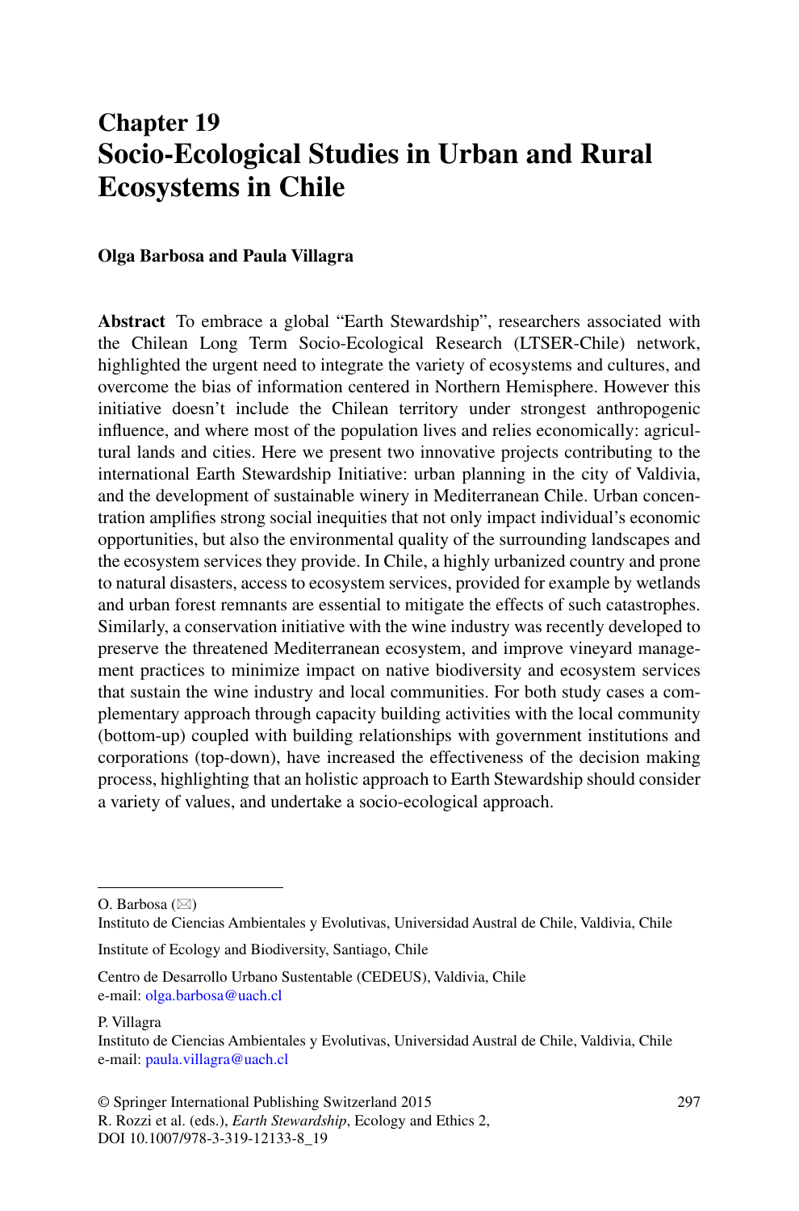# Chapter 19
# Socio-Ecological Studies in Urban and Rural Ecosystems in Chile

**Olga Barbosa and Paula Villagra**

**Abstract** To embrace a global "Earth Stewardship", researchers associated with the Chilean Long Term Socio-Ecological Research (LTSER-Chile) network, highlighted the urgent need to integrate the variety of ecosystems and cultures, and overcome the bias of information centered in Northern Hemisphere. However this initiative doesn't include the Chilean territory under strongest anthropogenic influence, and where most of the population lives and relies economically: agricultural lands and cities. Here we present two innovative projects contributing to the international Earth Stewardship Initiative: urban planning in the city of Valdivia, and the development of sustainable winery in Mediterranean Chile. Urban concentration amplifies strong social inequities that not only impact individual's economic opportunities, but also the environmental quality of the surrounding landscapes and the ecosystem services they provide. In Chile, a highly urbanized country and prone to natural disasters, access to ecosystem services, provided for example by wetlands and urban forest remnants are essential to mitigate the effects of such catastrophes. Similarly, a conservation initiative with the wine industry was recently developed to preserve the threatened Mediterranean ecosystem, and improve vineyard management practices to minimize impact on native biodiversity and ecosystem services that sustain the wine industry and local communities. For both study cases a complementary approach through capacity building activities with the local community (bottom-up) coupled with building relationships with government institutions and corporations (top-down), have increased the effectiveness of the decision making process, highlighting that an holistic approach to Earth Stewardship should consider a variety of values, and undertake a socio-ecological approach.

---

O. Barbosa (✉)
Instituto de Ciencias Ambientales y Evolutivas, Universidad Austral de Chile, Valdivia, Chile

Institute of Ecology and Biodiversity, Santiago, Chile

Centro de Desarrollo Urbano Sustentable (CEDEUS), Valdivia, Chile
e-mail: olga.barbosa@uach.cl

P. Villagra
Instituto de Ciencias Ambientales y Evolutivas, Universidad Austral de Chile, Valdivia, Chile
e-mail: paula.villagra@uach.cl

© Springer International Publishing Switzerland 2015
R. Rozzi et al. (eds.), *Earth Stewardship*, Ecology and Ethics 2,
DOI 10.1007/978-3-319-12133-8_19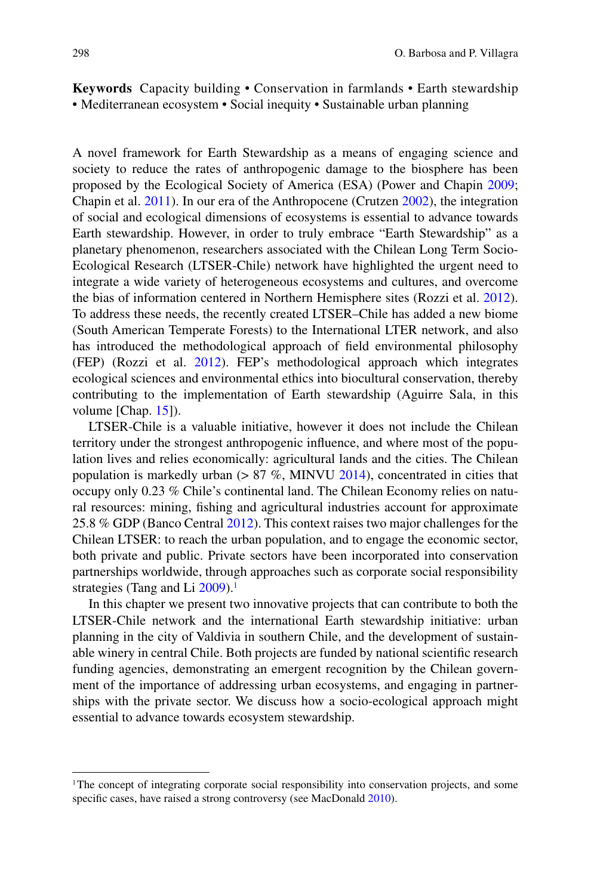**Keywords** Capacity building • Conservation in farmlands • Earth stewardship • Mediterranean ecosystem • Social inequity • Sustainable urban planning

A novel framework for Earth Stewardship as a means of engaging science and society to reduce the rates of anthropogenic damage to the biosphere has been proposed by the Ecological Society of America (ESA) (Power and Chapin 2009; Chapin et al. 2011). In our era of the Anthropocene (Crutzen 2002), the integration of social and ecological dimensions of ecosystems is essential to advance towards Earth stewardship. However, in order to truly embrace "Earth Stewardship" as a planetary phenomenon, researchers associated with the Chilean Long Term Socio-Ecological Research (LTSER-Chile) network have highlighted the urgent need to integrate a wide variety of heterogeneous ecosystems and cultures, and overcome the bias of information centered in Northern Hemisphere sites (Rozzi et al. 2012). To address these needs, the recently created LTSER–Chile has added a new biome (South American Temperate Forests) to the International LTER network, and also has introduced the methodological approach of field environmental philosophy (FEP) (Rozzi et al. 2012). FEP's methodological approach which integrates ecological sciences and environmental ethics into biocultural conservation, thereby contributing to the implementation of Earth stewardship (Aguirre Sala, in this volume [Chap. 15]).

LTSER-Chile is a valuable initiative, however it does not include the Chilean territory under the strongest anthropogenic influence, and where most of the population lives and relies economically: agricultural lands and the cities. The Chilean population is markedly urban (> 87 %, MINVU 2014), concentrated in cities that occupy only 0.23 % Chile's continental land. The Chilean Economy relies on natural resources: mining, fishing and agricultural industries account for approximate 25.8 % GDP (Banco Central 2012). This context raises two major challenges for the Chilean LTSER: to reach the urban population, and to engage the economic sector, both private and public. Private sectors have been incorporated into conservation partnerships worldwide, through approaches such as corporate social responsibility strategies (Tang and Li 2009).[1]

In this chapter we present two innovative projects that can contribute to both the LTSER-Chile network and the international Earth stewardship initiative: urban planning in the city of Valdivia in southern Chile, and the development of sustainable winery in central Chile. Both projects are funded by national scientific research funding agencies, demonstrating an emergent recognition by the Chilean government of the importance of addressing urban ecosystems, and engaging in partnerships with the private sector. We discuss how a socio-ecological approach might essential to advance towards ecosystem stewardship.

---

[1] The concept of integrating corporate social responsibility into conservation projects, and some specific cases, have raised a strong controversy (see MacDonald 2010).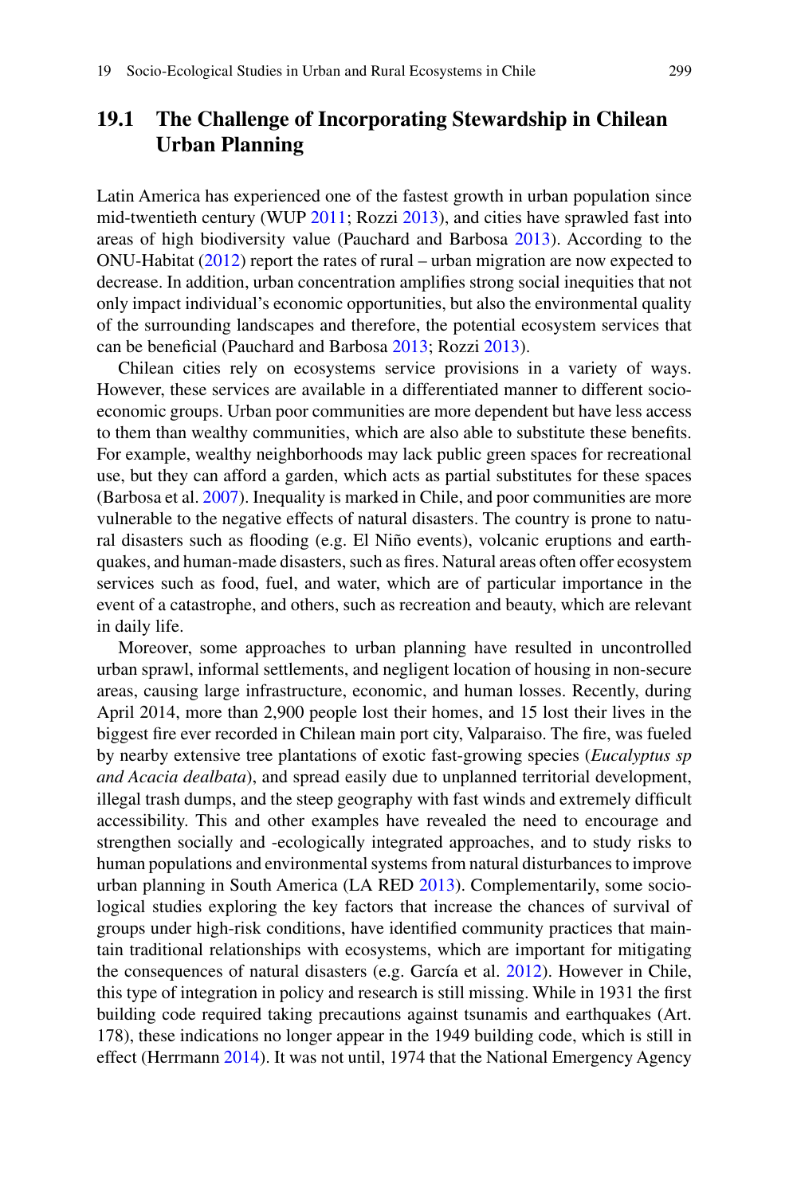## 19.1 The Challenge of Incorporating Stewardship in Chilean Urban Planning

Latin America has experienced one of the fastest growth in urban population since mid-twentieth century (WUP 2011; Rozzi 2013), and cities have sprawled fast into areas of high biodiversity value (Pauchard and Barbosa 2013). According to the ONU-Habitat (2012) report the rates of rural – urban migration are now expected to decrease. In addition, urban concentration amplifies strong social inequities that not only impact individual's economic opportunities, but also the environmental quality of the surrounding landscapes and therefore, the potential ecosystem services that can be beneficial (Pauchard and Barbosa 2013; Rozzi 2013).

Chilean cities rely on ecosystems service provisions in a variety of ways. However, these services are available in a differentiated manner to different socio-economic groups. Urban poor communities are more dependent but have less access to them than wealthy communities, which are also able to substitute these benefits. For example, wealthy neighborhoods may lack public green spaces for recreational use, but they can afford a garden, which acts as partial substitutes for these spaces (Barbosa et al. 2007). Inequality is marked in Chile, and poor communities are more vulnerable to the negative effects of natural disasters. The country is prone to natural disasters such as flooding (e.g. El Niño events), volcanic eruptions and earthquakes, and human-made disasters, such as fires. Natural areas often offer ecosystem services such as food, fuel, and water, which are of particular importance in the event of a catastrophe, and others, such as recreation and beauty, which are relevant in daily life.

Moreover, some approaches to urban planning have resulted in uncontrolled urban sprawl, informal settlements, and negligent location of housing in non-secure areas, causing large infrastructure, economic, and human losses. Recently, during April 2014, more than 2,900 people lost their homes, and 15 lost their lives in the biggest fire ever recorded in Chilean main port city, Valparaiso. The fire, was fueled by nearby extensive tree plantations of exotic fast-growing species (*Eucalyptus sp and Acacia dealbata*), and spread easily due to unplanned territorial development, illegal trash dumps, and the steep geography with fast winds and extremely difficult accessibility. This and other examples have revealed the need to encourage and strengthen socially and -ecologically integrated approaches, and to study risks to human populations and environmental systems from natural disturbances to improve urban planning in South America (LA RED 2013). Complementarily, some sociological studies exploring the key factors that increase the chances of survival of groups under high-risk conditions, have identified community practices that maintain traditional relationships with ecosystems, which are important for mitigating the consequences of natural disasters (e.g. García et al. 2012). However in Chile, this type of integration in policy and research is still missing. While in 1931 the first building code required taking precautions against tsunamis and earthquakes (Art. 178), these indications no longer appear in the 1949 building code, which is still in effect (Herrmann 2014). It was not until, 1974 that the National Emergency Agency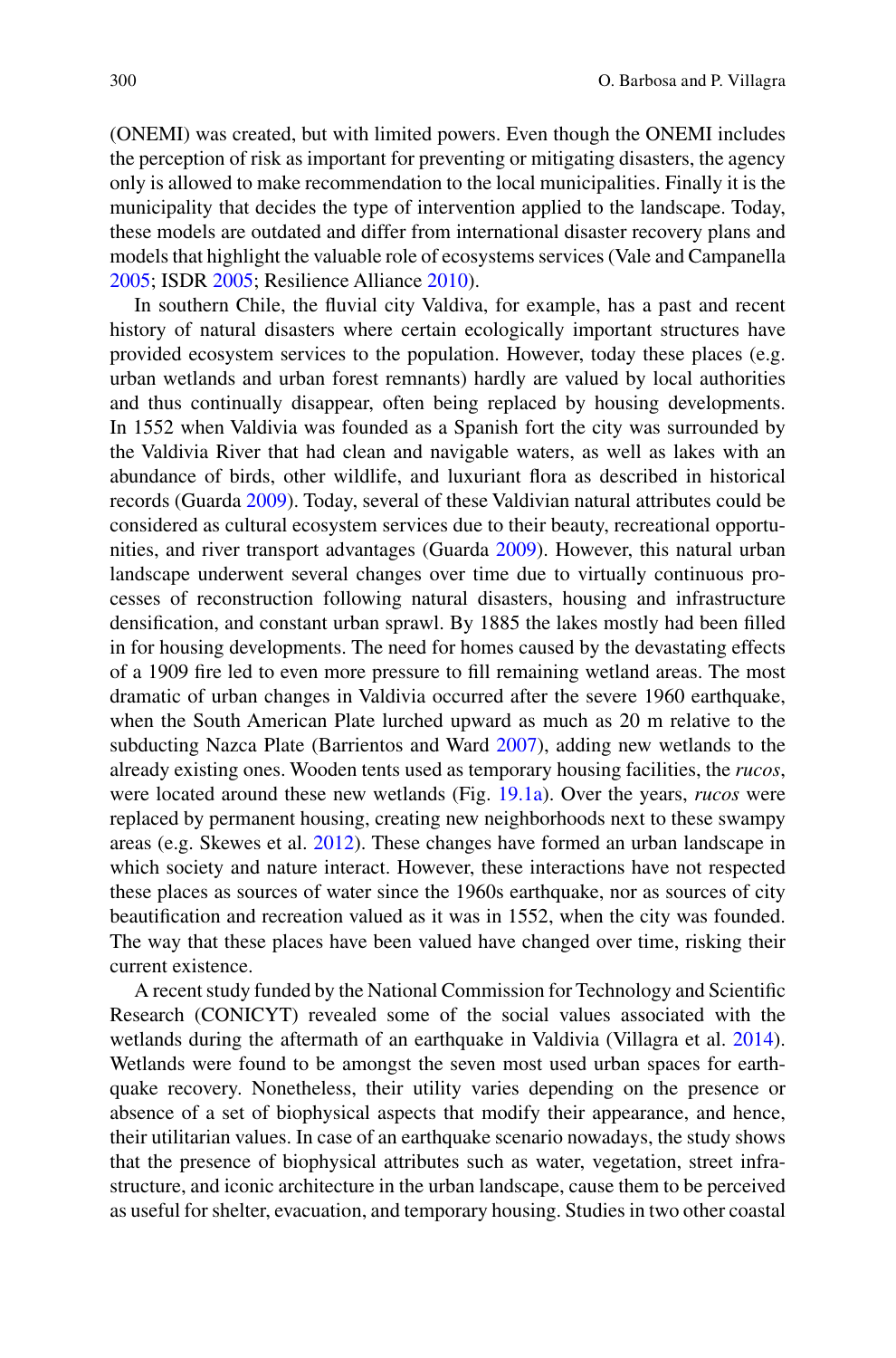(ONEMI) was created, but with limited powers. Even though the ONEMI includes the perception of risk as important for preventing or mitigating disasters, the agency only is allowed to make recommendation to the local municipalities. Finally it is the municipality that decides the type of intervention applied to the landscape. Today, these models are outdated and differ from international disaster recovery plans and models that highlight the valuable role of ecosystems services (Vale and Campanella 2005; ISDR 2005; Resilience Alliance 2010).

In southern Chile, the fluvial city Valdiva, for example, has a past and recent history of natural disasters where certain ecologically important structures have provided ecosystem services to the population. However, today these places (e.g. urban wetlands and urban forest remnants) hardly are valued by local authorities and thus continually disappear, often being replaced by housing developments. In 1552 when Valdivia was founded as a Spanish fort the city was surrounded by the Valdivia River that had clean and navigable waters, as well as lakes with an abundance of birds, other wildlife, and luxuriant flora as described in historical records (Guarda 2009). Today, several of these Valdivian natural attributes could be considered as cultural ecosystem services due to their beauty, recreational opportunities, and river transport advantages (Guarda 2009). However, this natural urban landscape underwent several changes over time due to virtually continuous processes of reconstruction following natural disasters, housing and infrastructure densification, and constant urban sprawl. By 1885 the lakes mostly had been filled in for housing developments. The need for homes caused by the devastating effects of a 1909 fire led to even more pressure to fill remaining wetland areas. The most dramatic of urban changes in Valdivia occurred after the severe 1960 earthquake, when the South American Plate lurched upward as much as 20 m relative to the subducting Nazca Plate (Barrientos and Ward 2007), adding new wetlands to the already existing ones. Wooden tents used as temporary housing facilities, the *rucos*, were located around these new wetlands (Fig. 19.1a). Over the years, *rucos* were replaced by permanent housing, creating new neighborhoods next to these swampy areas (e.g. Skewes et al. 2012). These changes have formed an urban landscape in which society and nature interact. However, these interactions have not respected these places as sources of water since the 1960s earthquake, nor as sources of city beautification and recreation valued as it was in 1552, when the city was founded. The way that these places have been valued have changed over time, risking their current existence.

A recent study funded by the National Commission for Technology and Scientific Research (CONICYT) revealed some of the social values associated with the wetlands during the aftermath of an earthquake in Valdivia (Villagra et al. 2014). Wetlands were found to be amongst the seven most used urban spaces for earthquake recovery. Nonetheless, their utility varies depending on the presence or absence of a set of biophysical aspects that modify their appearance, and hence, their utilitarian values. In case of an earthquake scenario nowadays, the study shows that the presence of biophysical attributes such as water, vegetation, street infrastructure, and iconic architecture in the urban landscape, cause them to be perceived as useful for shelter, evacuation, and temporary housing. Studies in two other coastal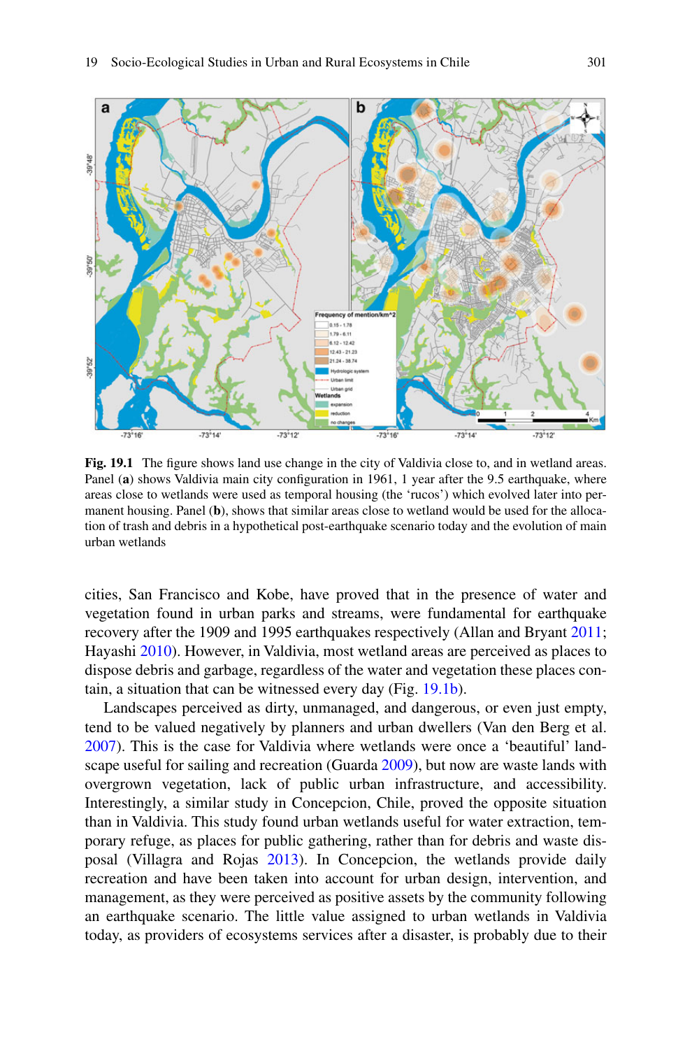**Fig. 19.1** The figure shows land use change in the city of Valdivia close to, and in wetland areas. Panel (**a**) shows Valdivia main city configuration in 1961, 1 year after the 9.5 earthquake, where areas close to wetlands were used as temporal housing (the 'rucos') which evolved later into permanent housing. Panel (**b**), shows that similar areas close to wetland would be used for the allocation of trash and debris in a hypothetical post-earthquake scenario today and the evolution of main urban wetlands

cities, San Francisco and Kobe, have proved that in the presence of water and vegetation found in urban parks and streams, were fundamental for earthquake recovery after the 1909 and 1995 earthquakes respectively (Allan and Bryant 2011; Hayashi 2010). However, in Valdivia, most wetland areas are perceived as places to dispose debris and garbage, regardless of the water and vegetation these places contain, a situation that can be witnessed every day (Fig. 19.1b).

Landscapes perceived as dirty, unmanaged, and dangerous, or even just empty, tend to be valued negatively by planners and urban dwellers (Van den Berg et al. 2007). This is the case for Valdivia where wetlands were once a 'beautiful' landscape useful for sailing and recreation (Guarda 2009), but now are waste lands with overgrown vegetation, lack of public urban infrastructure, and accessibility. Interestingly, a similar study in Concepcion, Chile, proved the opposite situation than in Valdivia. This study found urban wetlands useful for water extraction, temporary refuge, as places for public gathering, rather than for debris and waste disposal (Villagra and Rojas 2013). In Concepcion, the wetlands provide daily recreation and have been taken into account for urban design, intervention, and management, as they were perceived as positive assets by the community following an earthquake scenario. The little value assigned to urban wetlands in Valdivia today, as providers of ecosystems services after a disaster, is probably due to their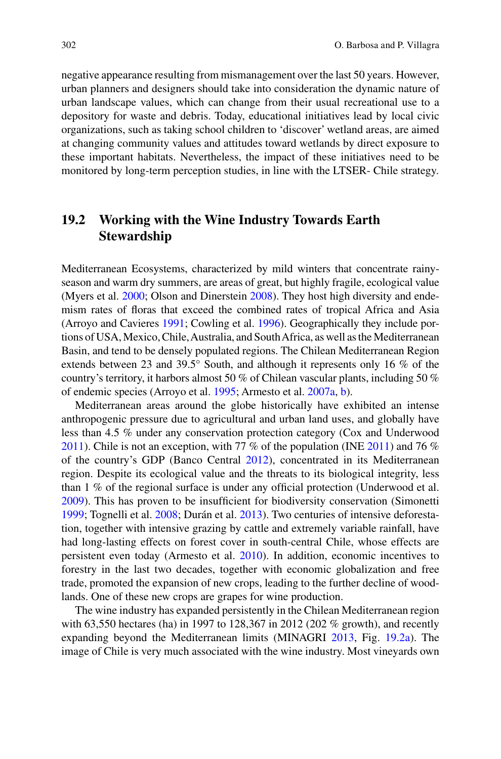negative appearance resulting from mismanagement over the last 50 years. However, urban planners and designers should take into consideration the dynamic nature of urban landscape values, which can change from their usual recreational use to a depository for waste and debris. Today, educational initiatives lead by local civic organizations, such as taking school children to 'discover' wetland areas, are aimed at changing community values and attitudes toward wetlands by direct exposure to these important habitats. Nevertheless, the impact of these initiatives need to be monitored by long-term perception studies, in line with the LTSER- Chile strategy.

## 19.2 Working with the Wine Industry Towards Earth Stewardship

Mediterranean Ecosystems, characterized by mild winters that concentrate rainy-season and warm dry summers, are areas of great, but highly fragile, ecological value (Myers et al. 2000; Olson and Dinerstein 2008). They host high diversity and endemism rates of floras that exceed the combined rates of tropical Africa and Asia (Arroyo and Cavieres 1991; Cowling et al. 1996). Geographically they include portions of USA, Mexico, Chile, Australia, and South Africa, as well as the Mediterranean Basin, and tend to be densely populated regions. The Chilean Mediterranean Region extends between 23 and 39.5° South, and although it represents only 16 % of the country's territory, it harbors almost 50 % of Chilean vascular plants, including 50 % of endemic species (Arroyo et al. 1995; Armesto et al. 2007a, b).

Mediterranean areas around the globe historically have exhibited an intense anthropogenic pressure due to agricultural and urban land uses, and globally have less than 4.5 % under any conservation protection category (Cox and Underwood 2011). Chile is not an exception, with 77 % of the population (INE 2011) and 76 % of the country's GDP (Banco Central 2012), concentrated in its Mediterranean region. Despite its ecological value and the threats to its biological integrity, less than 1 % of the regional surface is under any official protection (Underwood et al. 2009). This has proven to be insufficient for biodiversity conservation (Simonetti 1999; Tognelli et al. 2008; Durán et al. 2013). Two centuries of intensive deforestation, together with intensive grazing by cattle and extremely variable rainfall, have had long-lasting effects on forest cover in south-central Chile, whose effects are persistent even today (Armesto et al. 2010). In addition, economic incentives to forestry in the last two decades, together with economic globalization and free trade, promoted the expansion of new crops, leading to the further decline of woodlands. One of these new crops are grapes for wine production.

The wine industry has expanded persistently in the Chilean Mediterranean region with 63,550 hectares (ha) in 1997 to 128,367 in 2012 (202 % growth), and recently expanding beyond the Mediterranean limits (MINAGRI 2013, Fig. 19.2a). The image of Chile is very much associated with the wine industry. Most vineyards own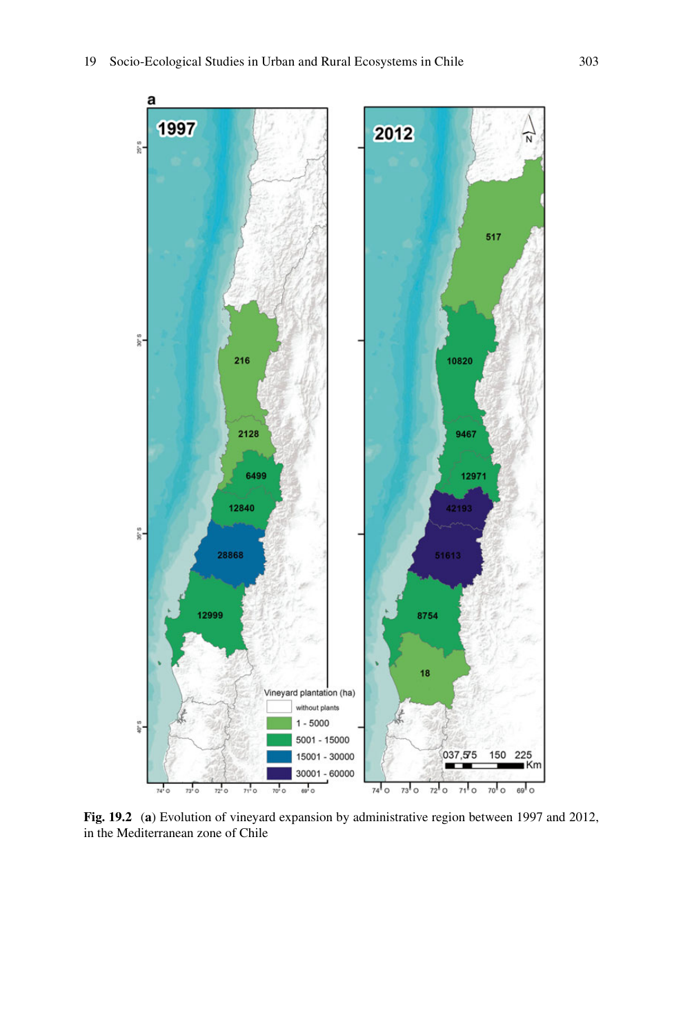**Fig. 19.2** (**a**) Evolution of vineyard expansion by administrative region between 1997 and 2012, in the Mediterranean zone of Chile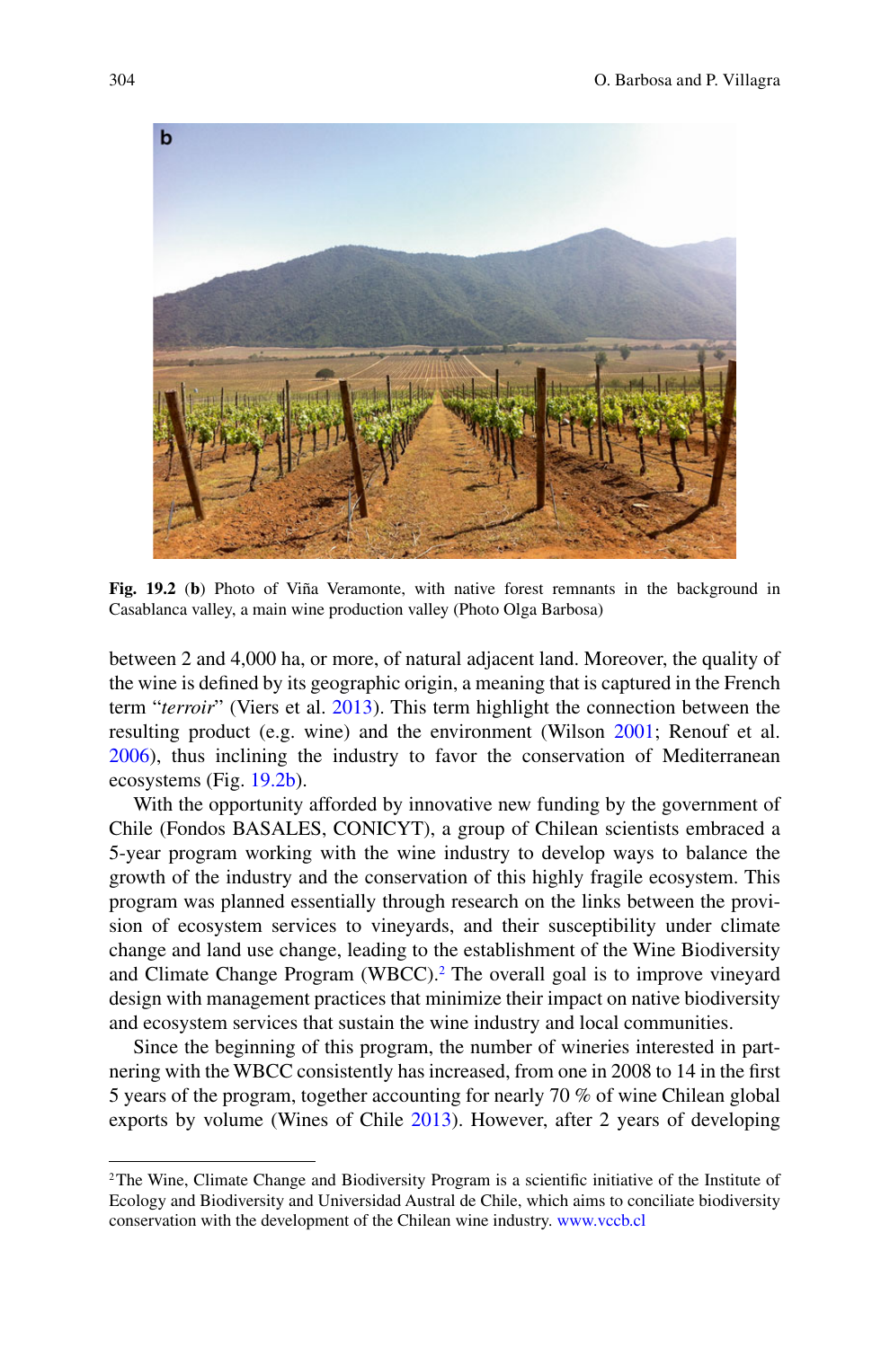**Fig. 19.2** (**b**) Photo of Viña Veramonte, with native forest remnants in the background in Casablanca valley, a main wine production valley (Photo Olga Barbosa)

between 2 and 4,000 ha, or more, of natural adjacent land. Moreover, the quality of the wine is defined by its geographic origin, a meaning that is captured in the French term "*terroir*" (Viers et al. 2013). This term highlight the connection between the resulting product (e.g. wine) and the environment (Wilson 2001; Renouf et al. 2006), thus inclining the industry to favor the conservation of Mediterranean ecosystems (Fig. 19.2b).

With the opportunity afforded by innovative new funding by the government of Chile (Fondos BASALES, CONICYT), a group of Chilean scientists embraced a 5-year program working with the wine industry to develop ways to balance the growth of the industry and the conservation of this highly fragile ecosystem. This program was planned essentially through research on the links between the provision of ecosystem services to vineyards, and their susceptibility under climate change and land use change, leading to the establishment of the Wine Biodiversity and Climate Change Program (WBCC).[2] The overall goal is to improve vineyard design with management practices that minimize their impact on native biodiversity and ecosystem services that sustain the wine industry and local communities.

Since the beginning of this program, the number of wineries interested in partnering with the WBCC consistently has increased, from one in 2008 to 14 in the first 5 years of the program, together accounting for nearly 70 % of wine Chilean global exports by volume (Wines of Chile 2013). However, after 2 years of developing

---

[2] The Wine, Climate Change and Biodiversity Program is a scientific initiative of the Institute of Ecology and Biodiversity and Universidad Austral de Chile, which aims to conciliate biodiversity conservation with the development of the Chilean wine industry. www.vccb.cl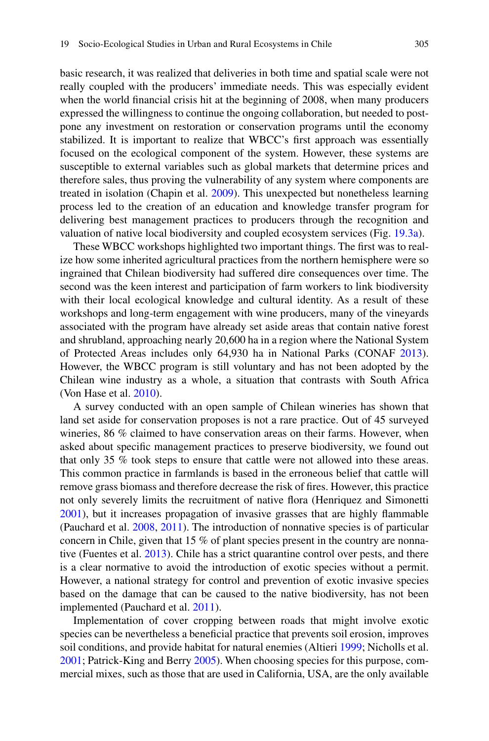basic research, it was realized that deliveries in both time and spatial scale were not really coupled with the producers' immediate needs. This was especially evident when the world financial crisis hit at the beginning of 2008, when many producers expressed the willingness to continue the ongoing collaboration, but needed to postpone any investment on restoration or conservation programs until the economy stabilized. It is important to realize that WBCC's first approach was essentially focused on the ecological component of the system. However, these systems are susceptible to external variables such as global markets that determine prices and therefore sales, thus proving the vulnerability of any system where components are treated in isolation (Chapin et al. 2009). This unexpected but nonetheless learning process led to the creation of an education and knowledge transfer program for delivering best management practices to producers through the recognition and valuation of native local biodiversity and coupled ecosystem services (Fig. 19.3a).

These WBCC workshops highlighted two important things. The first was to realize how some inherited agricultural practices from the northern hemisphere were so ingrained that Chilean biodiversity had suffered dire consequences over time. The second was the keen interest and participation of farm workers to link biodiversity with their local ecological knowledge and cultural identity. As a result of these workshops and long-term engagement with wine producers, many of the vineyards associated with the program have already set aside areas that contain native forest and shrubland, approaching nearly 20,600 ha in a region where the National System of Protected Areas includes only 64,930 ha in National Parks (CONAF 2013). However, the WBCC program is still voluntary and has not been adopted by the Chilean wine industry as a whole, a situation that contrasts with South Africa (Von Hase et al. 2010).

A survey conducted with an open sample of Chilean wineries has shown that land set aside for conservation proposes is not a rare practice. Out of 45 surveyed wineries, 86 % claimed to have conservation areas on their farms. However, when asked about specific management practices to preserve biodiversity, we found out that only 35 % took steps to ensure that cattle were not allowed into these areas. This common practice in farmlands is based in the erroneous belief that cattle will remove grass biomass and therefore decrease the risk of fires. However, this practice not only severely limits the recruitment of native flora (Henriquez and Simonetti 2001), but it increases propagation of invasive grasses that are highly flammable (Pauchard et al. 2008, 2011). The introduction of nonnative species is of particular concern in Chile, given that 15 % of plant species present in the country are nonnative (Fuentes et al. 2013). Chile has a strict quarantine control over pests, and there is a clear normative to avoid the introduction of exotic species without a permit. However, a national strategy for control and prevention of exotic invasive species based on the damage that can be caused to the native biodiversity, has not been implemented (Pauchard et al. 2011).

Implementation of cover cropping between roads that might involve exotic species can be nevertheless a beneficial practice that prevents soil erosion, improves soil conditions, and provide habitat for natural enemies (Altieri 1999; Nicholls et al. 2001; Patrick-King and Berry 2005). When choosing species for this purpose, commercial mixes, such as those that are used in California, USA, are the only available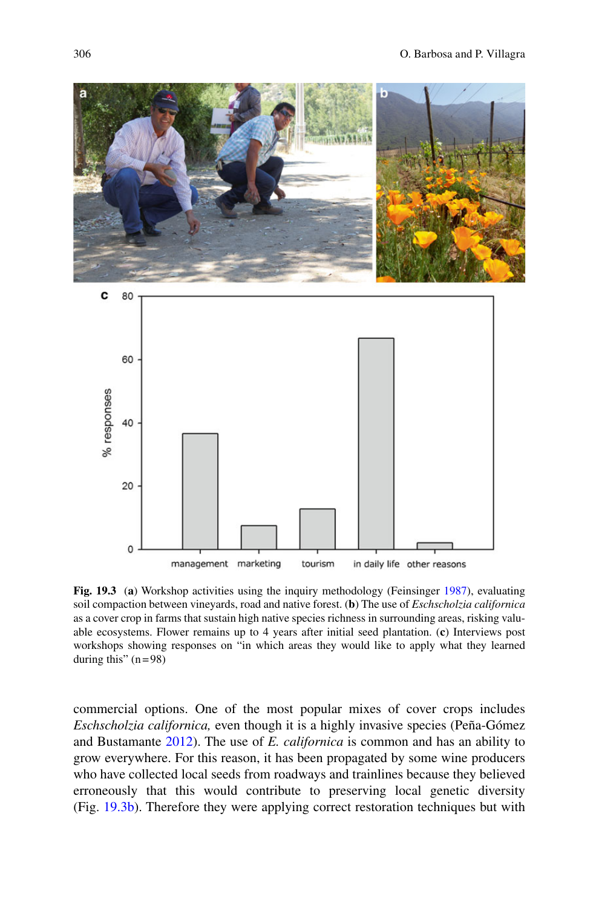**Fig. 19.3** (**a**) Workshop activities using the inquiry methodology (Feinsinger 1987), evaluating soil compaction between vineyards, road and native forest. (**b**) The use of *Eschscholzia californica* as a cover crop in farms that sustain high native species richness in surrounding areas, risking valuable ecosystems. Flower remains up to 4 years after initial seed plantation. (**c**) Interviews post workshops showing responses on "in which areas they would like to apply what they learned during this" (n = 98)

commercial options. One of the most popular mixes of cover crops includes *Eschscholzia californica,* even though it is a highly invasive species (Peña-Gómez and Bustamante 2012). The use of *E. californica* is common and has an ability to grow everywhere. For this reason, it has been propagated by some wine producers who have collected local seeds from roadways and trainlines because they believed erroneously that this would contribute to preserving local genetic diversity (Fig. 19.3b). Therefore they were applying correct restoration techniques but with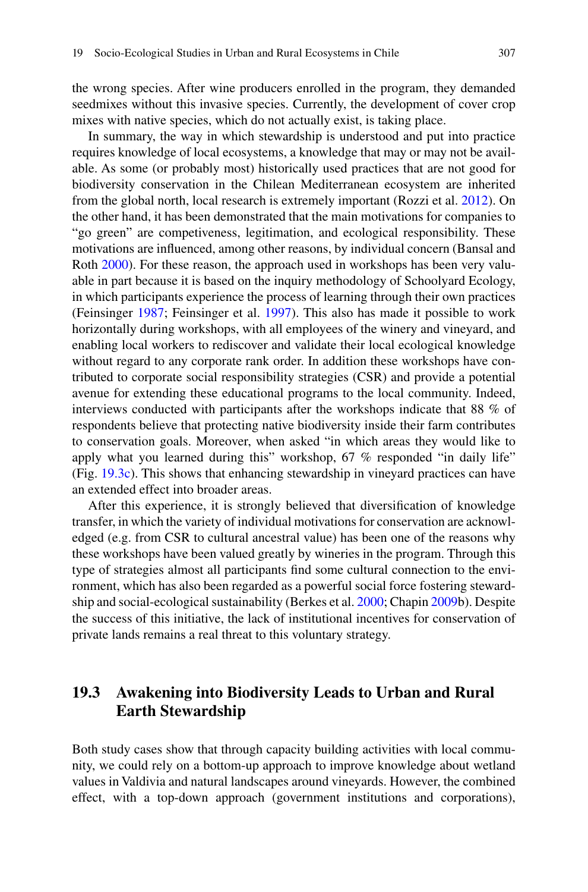the wrong species. After wine producers enrolled in the program, they demanded seedmixes without this invasive species. Currently, the development of cover crop mixes with native species, which do not actually exist, is taking place.

In summary, the way in which stewardship is understood and put into practice requires knowledge of local ecosystems, a knowledge that may or may not be available. As some (or probably most) historically used practices that are not good for biodiversity conservation in the Chilean Mediterranean ecosystem are inherited from the global north, local research is extremely important (Rozzi et al. 2012). On the other hand, it has been demonstrated that the main motivations for companies to "go green" are competiveness, legitimation, and ecological responsibility. These motivations are influenced, among other reasons, by individual concern (Bansal and Roth 2000). For these reason, the approach used in workshops has been very valuable in part because it is based on the inquiry methodology of Schoolyard Ecology, in which participants experience the process of learning through their own practices (Feinsinger 1987; Feinsinger et al. 1997). This also has made it possible to work horizontally during workshops, with all employees of the winery and vineyard, and enabling local workers to rediscover and validate their local ecological knowledge without regard to any corporate rank order. In addition these workshops have contributed to corporate social responsibility strategies (CSR) and provide a potential avenue for extending these educational programs to the local community. Indeed, interviews conducted with participants after the workshops indicate that 88 % of respondents believe that protecting native biodiversity inside their farm contributes to conservation goals. Moreover, when asked "in which areas they would like to apply what you learned during this" workshop, 67 % responded "in daily life" (Fig. 19.3c). This shows that enhancing stewardship in vineyard practices can have an extended effect into broader areas.

After this experience, it is strongly believed that diversification of knowledge transfer, in which the variety of individual motivations for conservation are acknowledged (e.g. from CSR to cultural ancestral value) has been one of the reasons why these workshops have been valued greatly by wineries in the program. Through this type of strategies almost all participants find some cultural connection to the environment, which has also been regarded as a powerful social force fostering stewardship and social-ecological sustainability (Berkes et al. 2000; Chapin 2009b). Despite the success of this initiative, the lack of institutional incentives for conservation of private lands remains a real threat to this voluntary strategy.

## 19.3 Awakening into Biodiversity Leads to Urban and Rural Earth Stewardship

Both study cases show that through capacity building activities with local community, we could rely on a bottom-up approach to improve knowledge about wetland values in Valdivia and natural landscapes around vineyards. However, the combined effect, with a top-down approach (government institutions and corporations),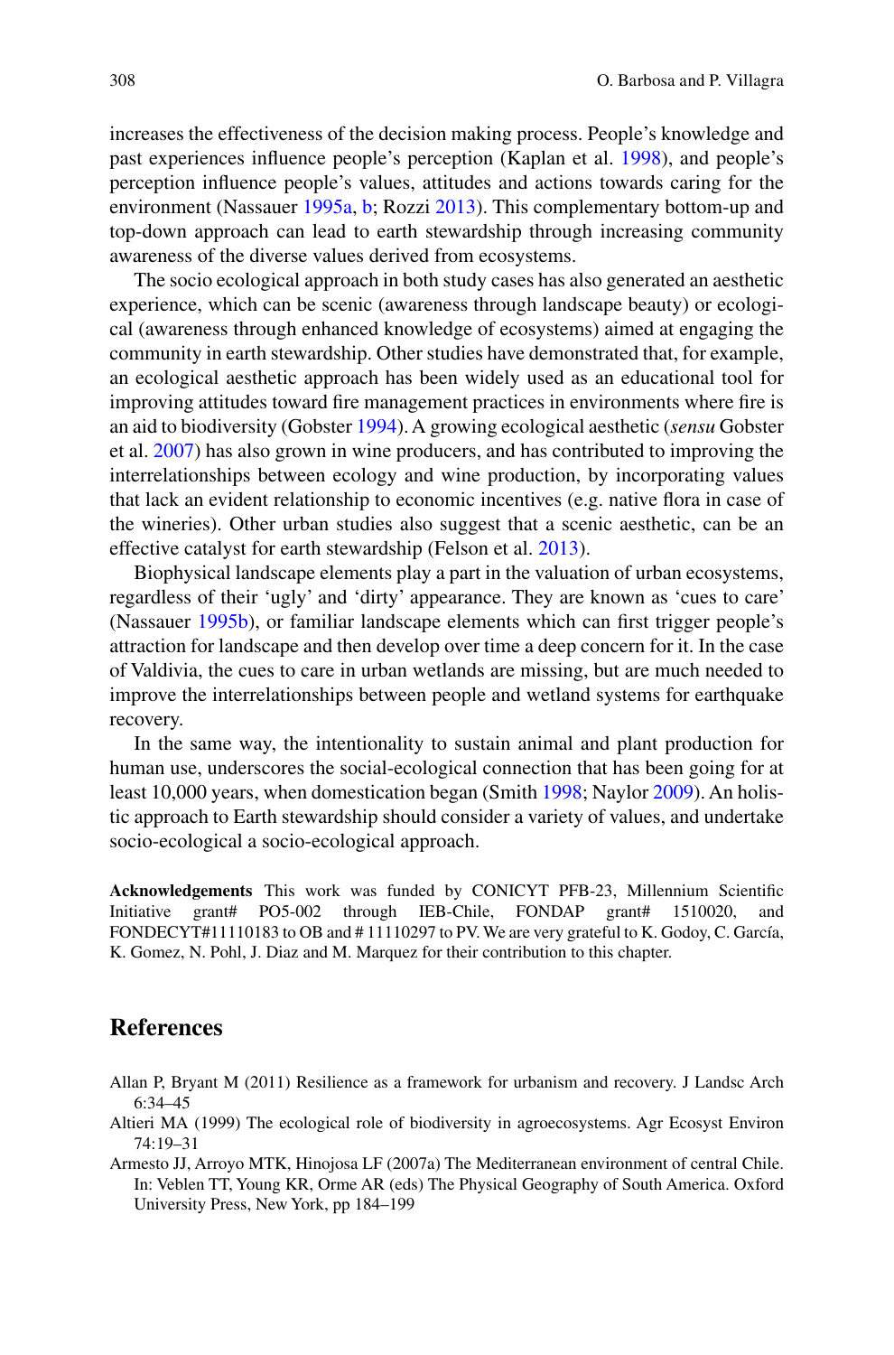increases the effectiveness of the decision making process. People's knowledge and past experiences influence people's perception (Kaplan et al. 1998), and people's perception influence people's values, attitudes and actions towards caring for the environment (Nassauer 1995a, b; Rozzi 2013). This complementary bottom-up and top-down approach can lead to earth stewardship through increasing community awareness of the diverse values derived from ecosystems.

The socio ecological approach in both study cases has also generated an aesthetic experience, which can be scenic (awareness through landscape beauty) or ecological (awareness through enhanced knowledge of ecosystems) aimed at engaging the community in earth stewardship. Other studies have demonstrated that, for example, an ecological aesthetic approach has been widely used as an educational tool for improving attitudes toward fire management practices in environments where fire is an aid to biodiversity (Gobster 1994). A growing ecological aesthetic (*sensu* Gobster et al. 2007) has also grown in wine producers, and has contributed to improving the interrelationships between ecology and wine production, by incorporating values that lack an evident relationship to economic incentives (e.g. native flora in case of the wineries). Other urban studies also suggest that a scenic aesthetic, can be an effective catalyst for earth stewardship (Felson et al. 2013).

Biophysical landscape elements play a part in the valuation of urban ecosystems, regardless of their 'ugly' and 'dirty' appearance. They are known as 'cues to care' (Nassauer 1995b), or familiar landscape elements which can first trigger people's attraction for landscape and then develop over time a deep concern for it. In the case of Valdivia, the cues to care in urban wetlands are missing, but are much needed to improve the interrelationships between people and wetland systems for earthquake recovery.

In the same way, the intentionality to sustain animal and plant production for human use, underscores the social-ecological connection that has been going for at least 10,000 years, when domestication began (Smith 1998; Naylor 2009). An holistic approach to Earth stewardship should consider a variety of values, and undertake socio-ecological a socio-ecological approach.

**Acknowledgements** This work was funded by CONICYT PFB-23, Millennium Scientific Initiative grant# PO5-002 through IEB-Chile, FONDAP grant# 1510020, and FONDECYT#11110183 to OB and # 11110297 to PV. We are very grateful to K. Godoy, C. García, K. Gomez, N. Pohl, J. Diaz and M. Marquez for their contribution to this chapter.

## References

Allan P, Bryant M (2011) Resilience as a framework for urbanism and recovery. J Landsc Arch 6:34–45

Altieri MA (1999) The ecological role of biodiversity in agroecosystems. Agr Ecosyst Environ 74:19–31

Armesto JJ, Arroyo MTK, Hinojosa LF (2007a) The Mediterranean environment of central Chile. In: Veblen TT, Young KR, Orme AR (eds) The Physical Geography of South America. Oxford University Press, New York, pp 184–199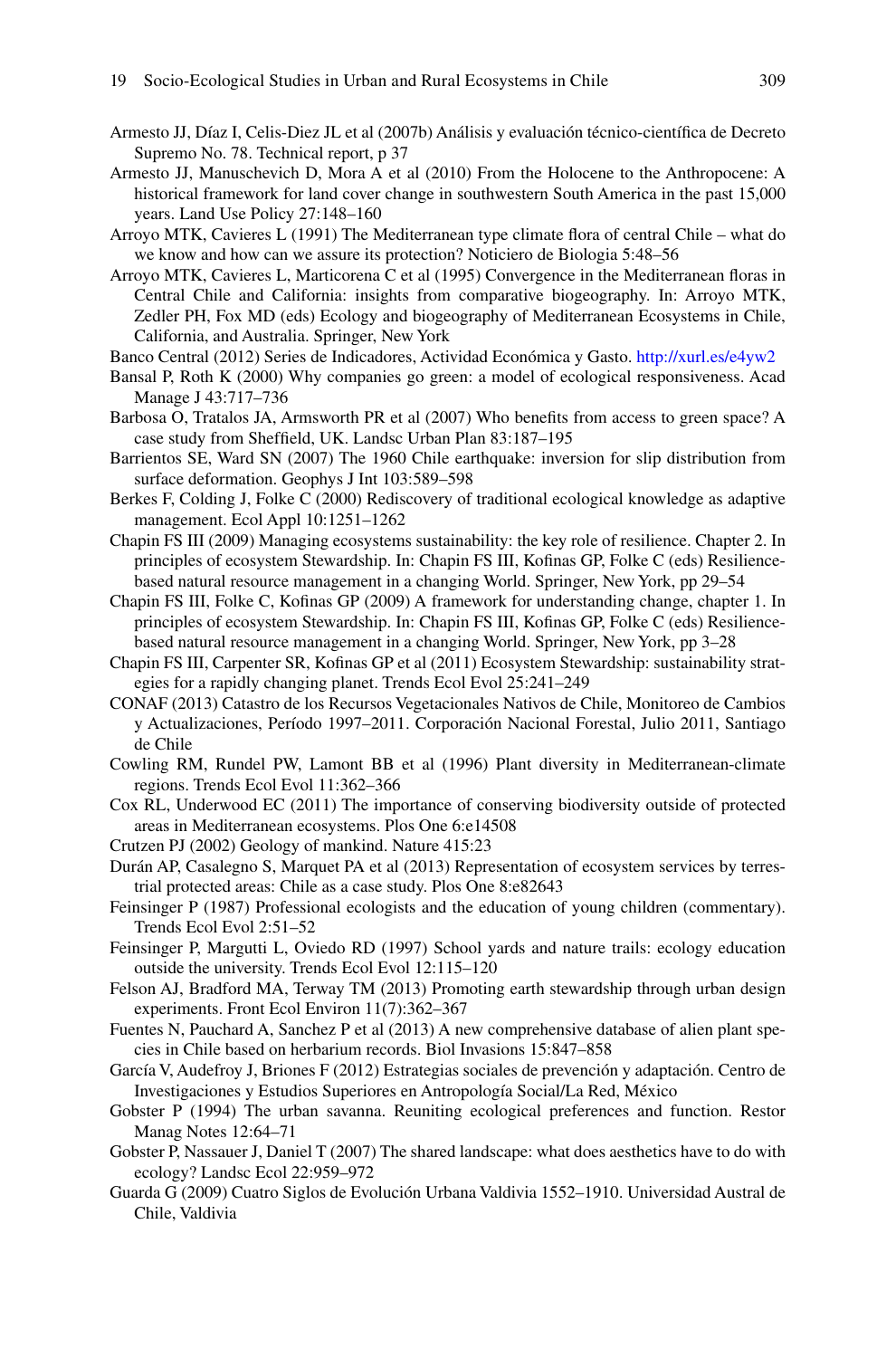Armesto JJ, Díaz I, Celis-Diez JL et al (2007b) Análisis y evaluación técnico-científica de Decreto Supremo No. 78. Technical report, p 37

Armesto JJ, Manuschevich D, Mora A et al (2010) From the Holocene to the Anthropocene: A historical framework for land cover change in southwestern South America in the past 15,000 years. Land Use Policy 27:148–160

Arroyo MTK, Cavieres L (1991) The Mediterranean type climate flora of central Chile – what do we know and how can we assure its protection? Noticiero de Biologia 5:48–56

Arroyo MTK, Cavieres L, Marticorena C et al (1995) Convergence in the Mediterranean floras in Central Chile and California: insights from comparative biogeography. In: Arroyo MTK, Zedler PH, Fox MD (eds) Ecology and biogeography of Mediterranean Ecosystems in Chile, California, and Australia. Springer, New York

Banco Central (2012) Series de Indicadores, Actividad Económica y Gasto. http://xurl.es/e4yw2

Bansal P, Roth K (2000) Why companies go green: a model of ecological responsiveness. Acad Manage J 43:717–736

Barbosa O, Tratalos JA, Armsworth PR et al (2007) Who benefits from access to green space? A case study from Sheffield, UK. Landsc Urban Plan 83:187–195

Barrientos SE, Ward SN (2007) The 1960 Chile earthquake: inversion for slip distribution from surface deformation. Geophys J Int 103:589–598

Berkes F, Colding J, Folke C (2000) Rediscovery of traditional ecological knowledge as adaptive management. Ecol Appl 10:1251–1262

Chapin FS III (2009) Managing ecosystems sustainability: the key role of resilience. Chapter 2. In principles of ecosystem Stewardship. In: Chapin FS III, Kofinas GP, Folke C (eds) Resilience-based natural resource management in a changing World. Springer, New York, pp 29–54

Chapin FS III, Folke C, Kofinas GP (2009) A framework for understanding change, chapter 1. In principles of ecosystem Stewardship. In: Chapin FS III, Kofinas GP, Folke C (eds) Resilience-based natural resource management in a changing World. Springer, New York, pp 3–28

Chapin FS III, Carpenter SR, Kofinas GP et al (2011) Ecosystem Stewardship: sustainability strategies for a rapidly changing planet. Trends Ecol Evol 25:241–249

CONAF (2013) Catastro de los Recursos Vegetacionales Nativos de Chile, Monitoreo de Cambios y Actualizaciones, Período 1997–2011. Corporación Nacional Forestal, Julio 2011, Santiago de Chile

Cowling RM, Rundel PW, Lamont BB et al (1996) Plant diversity in Mediterranean-climate regions. Trends Ecol Evol 11:362–366

Cox RL, Underwood EC (2011) The importance of conserving biodiversity outside of protected areas in Mediterranean ecosystems. Plos One 6:e14508

Crutzen PJ (2002) Geology of mankind. Nature 415:23

Durán AP, Casalegno S, Marquet PA et al (2013) Representation of ecosystem services by terrestrial protected areas: Chile as a case study. Plos One 8:e82643

Feinsinger P (1987) Professional ecologists and the education of young children (commentary). Trends Ecol Evol 2:51–52

Feinsinger P, Margutti L, Oviedo RD (1997) School yards and nature trails: ecology education outside the university. Trends Ecol Evol 12:115–120

Felson AJ, Bradford MA, Terway TM (2013) Promoting earth stewardship through urban design experiments. Front Ecol Environ 11(7):362–367

Fuentes N, Pauchard A, Sanchez P et al (2013) A new comprehensive database of alien plant species in Chile based on herbarium records. Biol Invasions 15:847–858

García V, Audefroy J, Briones F (2012) Estrategias sociales de prevención y adaptación. Centro de Investigaciones y Estudios Superiores en Antropología Social/La Red, México

Gobster P (1994) The urban savanna. Reuniting ecological preferences and function. Restor Manag Notes 12:64–71

Gobster P, Nassauer J, Daniel T (2007) The shared landscape: what does aesthetics have to do with ecology? Landsc Ecol 22:959–972

Guarda G (2009) Cuatro Siglos de Evolución Urbana Valdivia 1552–1910. Universidad Austral de Chile, Valdivia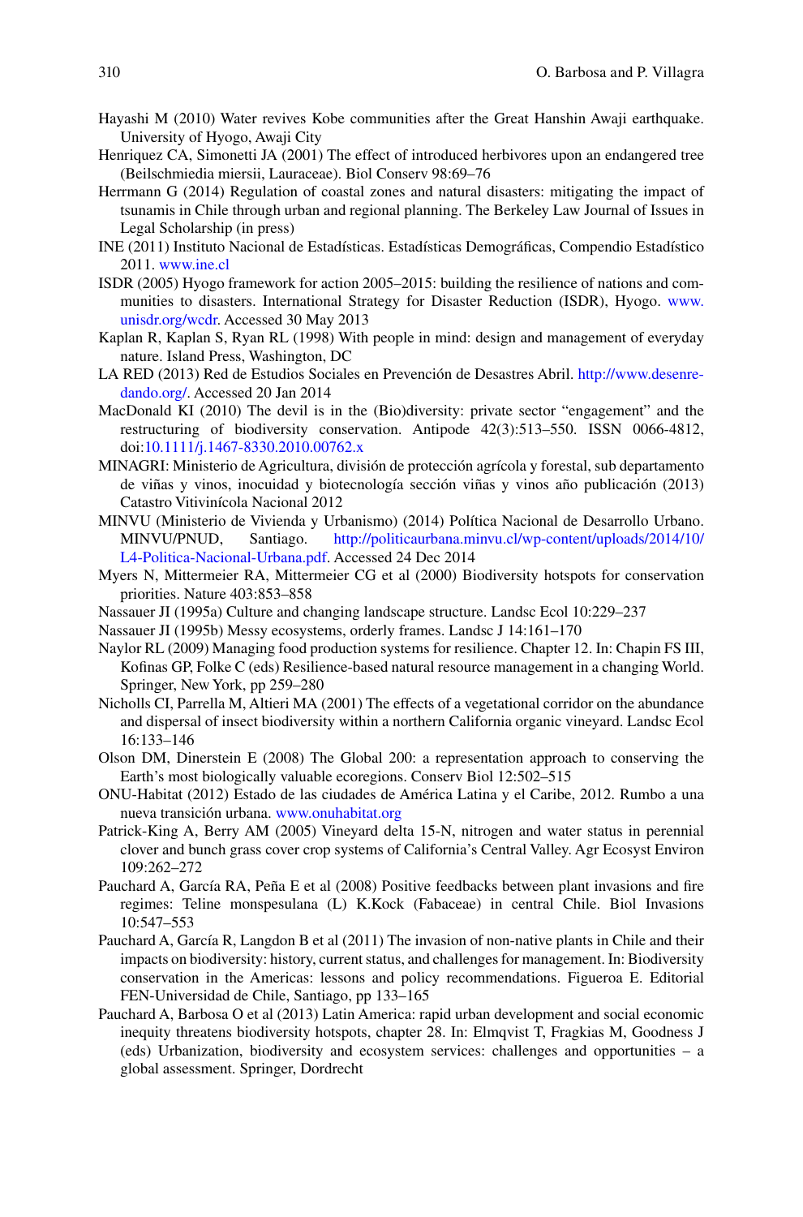Hayashi M (2010) Water revives Kobe communities after the Great Hanshin Awaji earthquake. University of Hyogo, Awaji City

Henriquez CA, Simonetti JA (2001) The effect of introduced herbivores upon an endangered tree (Beilschmiedia miersii, Lauraceae). Biol Conserv 98:69–76

Herrmann G (2014) Regulation of coastal zones and natural disasters: mitigating the impact of tsunamis in Chile through urban and regional planning. The Berkeley Law Journal of Issues in Legal Scholarship (in press)

INE (2011) Instituto Nacional de Estadísticas. Estadísticas Demográficas, Compendio Estadístico 2011. www.ine.cl

ISDR (2005) Hyogo framework for action 2005–2015: building the resilience of nations and communities to disasters. International Strategy for Disaster Reduction (ISDR), Hyogo. www.unisdr.org/wcdr. Accessed 30 May 2013

Kaplan R, Kaplan S, Ryan RL (1998) With people in mind: design and management of everyday nature. Island Press, Washington, DC

LA RED (2013) Red de Estudios Sociales en Prevención de Desastres Abril. http://www.desenredando.org/. Accessed 20 Jan 2014

MacDonald KI (2010) The devil is in the (Bio)diversity: private sector "engagement" and the restructuring of biodiversity conservation. Antipode 42(3):513–550. ISSN 0066-4812, doi:10.1111/j.1467-8330.2010.00762.x

MINAGRI: Ministerio de Agricultura, división de protección agrícola y forestal, sub departamento de viñas y vinos, inocuidad y biotecnología sección viñas y vinos año publicación (2013) Catastro Vitivinícola Nacional 2012

MINVU (Ministerio de Vivienda y Urbanismo) (2014) Política Nacional de Desarrollo Urbano. MINVU/PNUD, Santiago. http://politicaurbana.minvu.cl/wp-content/uploads/2014/10/L4-Politica-Nacional-Urbana.pdf. Accessed 24 Dec 2014

Myers N, Mittermeier RA, Mittermeier CG et al (2000) Biodiversity hotspots for conservation priorities. Nature 403:853–858

Nassauer JI (1995a) Culture and changing landscape structure. Landsc Ecol 10:229–237

Nassauer JI (1995b) Messy ecosystems, orderly frames. Landsc J 14:161–170

Naylor RL (2009) Managing food production systems for resilience. Chapter 12. In: Chapin FS III, Kofinas GP, Folke C (eds) Resilience-based natural resource management in a changing World. Springer, New York, pp 259–280

Nicholls CI, Parrella M, Altieri MA (2001) The effects of a vegetational corridor on the abundance and dispersal of insect biodiversity within a northern California organic vineyard. Landsc Ecol 16:133–146

Olson DM, Dinerstein E (2008) The Global 200: a representation approach to conserving the Earth's most biologically valuable ecoregions. Conserv Biol 12:502–515

ONU-Habitat (2012) Estado de las ciudades de América Latina y el Caribe, 2012. Rumbo a una nueva transición urbana. www.onuhabitat.org

Patrick-King A, Berry AM (2005) Vineyard delta 15-N, nitrogen and water status in perennial clover and bunch grass cover crop systems of California's Central Valley. Agr Ecosyst Environ 109:262–272

Pauchard A, García RA, Peña E et al (2008) Positive feedbacks between plant invasions and fire regimes: Teline monspesulana (L) K.Kock (Fabaceae) in central Chile. Biol Invasions 10:547–553

Pauchard A, García R, Langdon B et al (2011) The invasion of non-native plants in Chile and their impacts on biodiversity: history, current status, and challenges for management. In: Biodiversity conservation in the Americas: lessons and policy recommendations. Figueroa E. Editorial FEN-Universidad de Chile, Santiago, pp 133–165

Pauchard A, Barbosa O et al (2013) Latin America: rapid urban development and social economic inequity threatens biodiversity hotspots, chapter 28. In: Elmqvist T, Fragkias M, Goodness J (eds) Urbanization, biodiversity and ecosystem services: challenges and opportunities – a global assessment. Springer, Dordrecht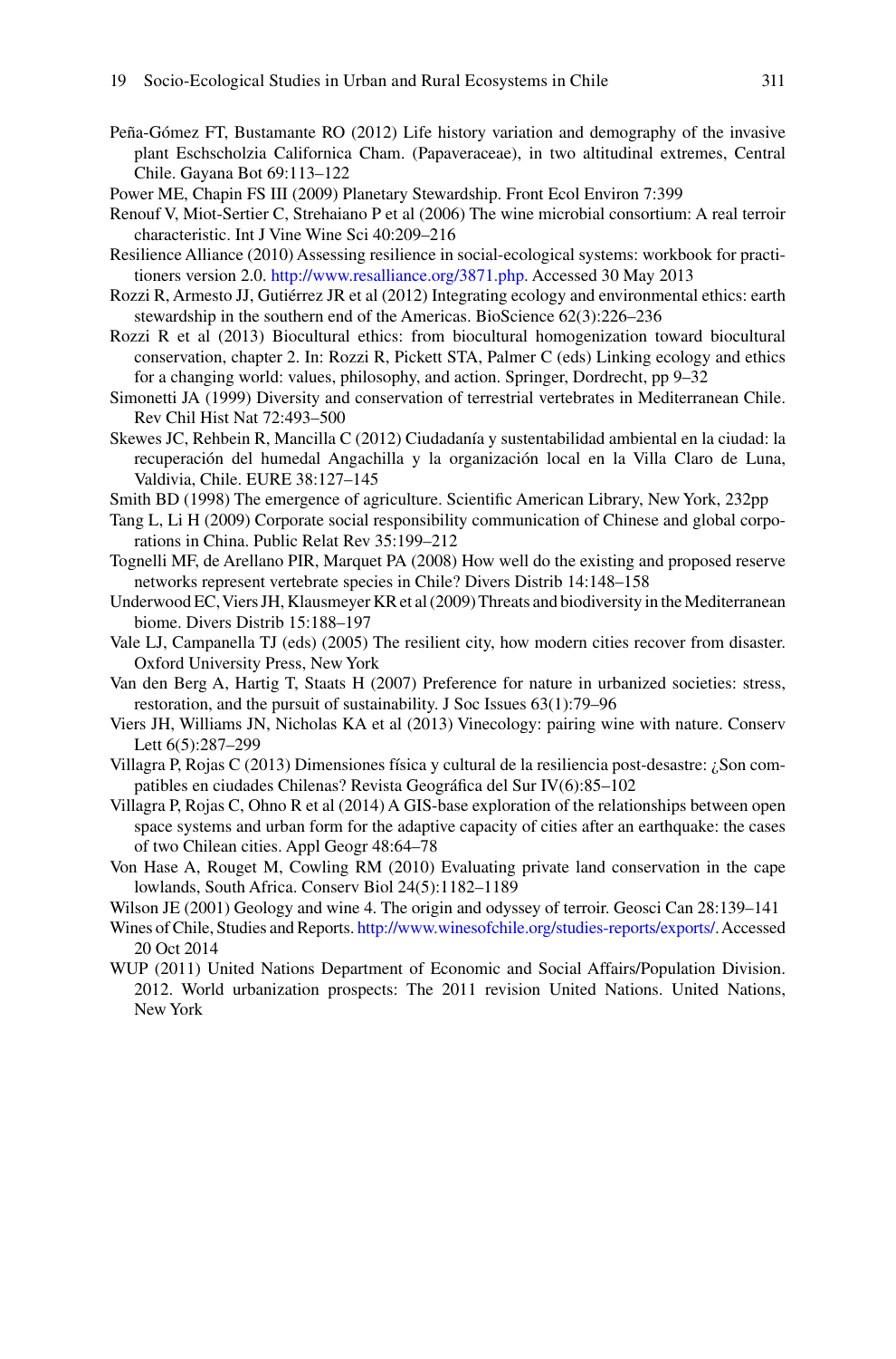Peña-Gómez FT, Bustamante RO (2012) Life history variation and demography of the invasive plant Eschscholzia Californica Cham. (Papaveraceae), in two altitudinal extremes, Central Chile. Gayana Bot 69:113–122

Power ME, Chapin FS III (2009) Planetary Stewardship. Front Ecol Environ 7:399

Renouf V, Miot-Sertier C, Strehaiano P et al (2006) The wine microbial consortium: A real terroir characteristic. Int J Vine Wine Sci 40:209–216

Resilience Alliance (2010) Assessing resilience in social-ecological systems: workbook for practitioners version 2.0. http://www.resalliance.org/3871.php. Accessed 30 May 2013

Rozzi R, Armesto JJ, Gutiérrez JR et al (2012) Integrating ecology and environmental ethics: earth stewardship in the southern end of the Americas. BioScience 62(3):226–236

Rozzi R et al (2013) Biocultural ethics: from biocultural homogenization toward biocultural conservation, chapter 2. In: Rozzi R, Pickett STA, Palmer C (eds) Linking ecology and ethics for a changing world: values, philosophy, and action. Springer, Dordrecht, pp 9–32

Simonetti JA (1999) Diversity and conservation of terrestrial vertebrates in Mediterranean Chile. Rev Chil Hist Nat 72:493–500

Skewes JC, Rehbein R, Mancilla C (2012) Ciudadanía y sustentabilidad ambiental en la ciudad: la recuperación del humedal Angachilla y la organización local en la Villa Claro de Luna, Valdivia, Chile. EURE 38:127–145

Smith BD (1998) The emergence of agriculture. Scientific American Library, New York, 232pp

Tang L, Li H (2009) Corporate social responsibility communication of Chinese and global corporations in China. Public Relat Rev 35:199–212

Tognelli MF, de Arellano PIR, Marquet PA (2008) How well do the existing and proposed reserve networks represent vertebrate species in Chile? Divers Distrib 14:148–158

Underwood EC, Viers JH, Klausmeyer KR et al (2009) Threats and biodiversity in the Mediterranean biome. Divers Distrib 15:188–197

Vale LJ, Campanella TJ (eds) (2005) The resilient city, how modern cities recover from disaster. Oxford University Press, New York

Van den Berg A, Hartig T, Staats H (2007) Preference for nature in urbanized societies: stress, restoration, and the pursuit of sustainability. J Soc Issues 63(1):79–96

Viers JH, Williams JN, Nicholas KA et al (2013) Vinecology: pairing wine with nature. Conserv Lett 6(5):287–299

Villagra P, Rojas C (2013) Dimensiones física y cultural de la resiliencia post-desastre: ¿Son compatibles en ciudades Chilenas? Revista Geográfica del Sur IV(6):85–102

Villagra P, Rojas C, Ohno R et al (2014) A GIS-base exploration of the relationships between open space systems and urban form for the adaptive capacity of cities after an earthquake: the cases of two Chilean cities. Appl Geogr 48:64–78

Von Hase A, Rouget M, Cowling RM (2010) Evaluating private land conservation in the cape lowlands, South Africa. Conserv Biol 24(5):1182–1189

Wilson JE (2001) Geology and wine 4. The origin and odyssey of terroir. Geosci Can 28:139–141

Wines of Chile, Studies and Reports. http://www.winesofchile.org/studies-reports/exports/. Accessed 20 Oct 2014

WUP (2011) United Nations Department of Economic and Social Affairs/Population Division. 2012. World urbanization prospects: The 2011 revision United Nations. United Nations, New York